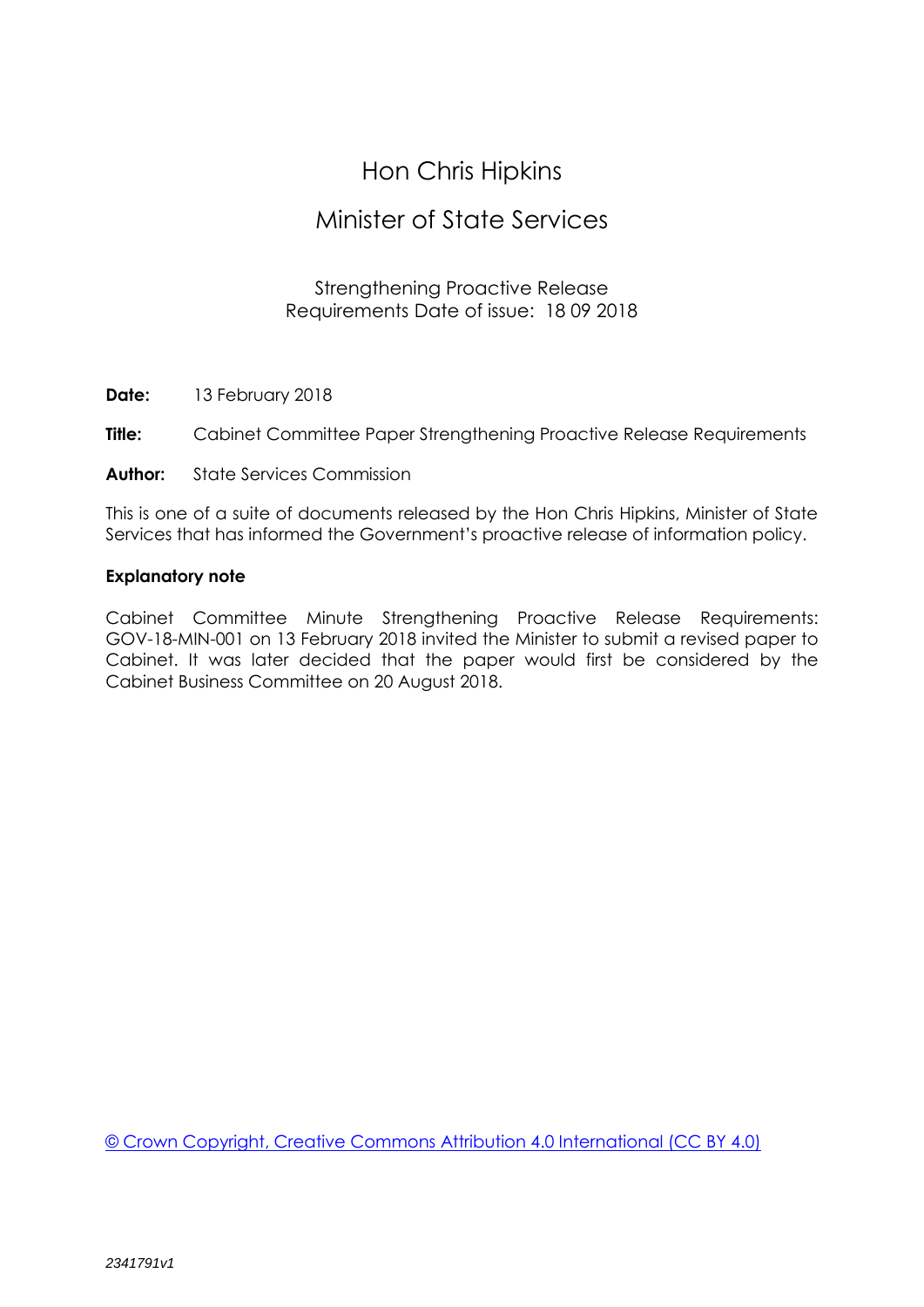# Hon Chris Hipkins

## Minister of State Services

Strengthening Proactive Release Requirements Date of issue: 18 09 2018

**Date:** 13 February 2018

**Title:** Cabinet Committee Paper Strengthening Proactive Release Requirements

**Author:** State Services Commission

This is one of a suite of documents released by the Hon Chris Hipkins, Minister of State Services that has informed the Government's proactive release of information policy.

**Explanatory note**

Cabinet Committee Minute Strengthening Proactive Release Requirements: GOV-18-MIN-001 on 13 February 2018 invited the Minister to submit a revised paper to Cabinet. It was later decided that the paper would first be considered by the Cabinet Business Committee on 20 August 2018.

© Crown Copyright, Creative Commons Attribution 4.0 International (CC BY 4.0)

*2341791v1*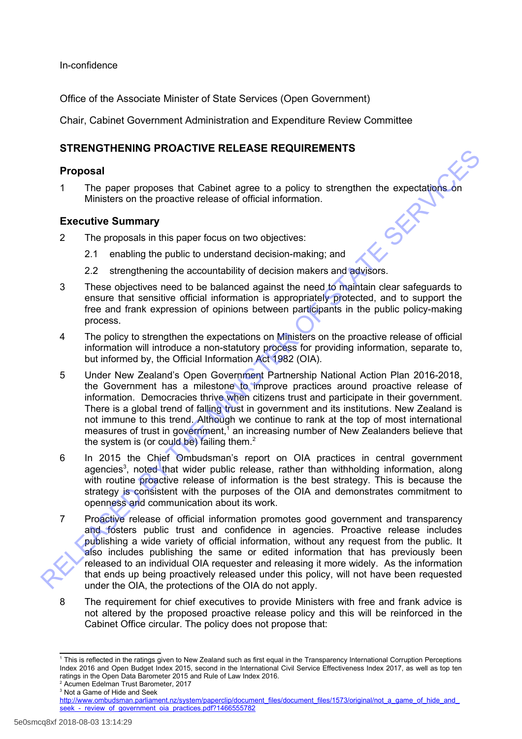In-confidence

Office of the Associate Minister of State Services (Open Government)

Chair, Cabinet Government Administration and Expenditure Review Committee

## STRENGTHENING PROACTIVE RELEASE REQUIREMENTS

### Proposal

1 The paper proposes that Cabinet agree to a policy to strengthen the expectations on Ministers on the proactive release of official information.

### Executive Summary

2 The proposals in this paper focus on two objectives:

 2.1 enabling the public to understand decision-making; and

 2.2 strengthening the accountability of decision makers and advisors.

3 These objectives need to be balanced against the need to maintain clear safeguards to ensure that sensitive official information is appropriately protected, and to support the free and frank expression of opinions between participants in the public policy-making process.

4 The policy to strengthen the expectations on Ministers on the proactive release of official information will introduce a non-statutory process for providing information, separate to, but informed by, the Official Information Act 1982 (OIA).

5 Under New Zealand's Open Government Partnership National Action Plan 2016-2018, the Government has a milestone to improve practices around proactive release of information. Democracies thrive when citizens trust and participate in their government. There is a global trend of falling trust in government and its institutions. New Zealand is not immune to this trend. Although we continue to rank at the top of most international measures of trust in government,[1] an increasing number of New Zealanders believe that the system is (or could be) failing them.[2]

6 In 2015 the Chief Ombudsman's report on OIA practices in central government agencies[3], noted that wider public release, rather than withholding information, along with routine proactive release of information is the best strategy. This is because the strategy is consistent with the purposes of the OIA and demonstrates commitment to openness and communication about its work.

7 Proactive release of official information promotes good government and transparency and fosters public trust and confidence in agencies. Proactive release includes publishing a wide variety of official information, without any request from the public. It also includes publishing the same or edited information that has previously been released to an individual OIA requester and releasing it more widely. As the information that ends up being proactively released under this policy, will not have been requested under the OIA, the protections of the OIA do not apply.

8 The requirement for chief executives to provide Ministers with free and frank advice is not altered by the proposed proactive release policy and this will be reinforced in the Cabinet Office circular. The policy does not propose that:

---

[1] This is reflected in the ratings given to New Zealand such as first equal in the Transparency International Corruption Perceptions Index 2016 and Open Budget Index 2015, second in the International Civil Service Effectiveness Index 2017, as well as top ten ratings in the Open Data Barometer 2015 and Rule of Law Index 2016.

[2] Acumen Edelman Trust Barometer, 2017

[3] Not a Game of Hide and Seek http://www.ombudsman.parliament.nz/system/paperclip/document_files/document_files/1573/original/not_a_game_of_hide_and_seek_-_review_of_government_oia_practices.pdf?1466555782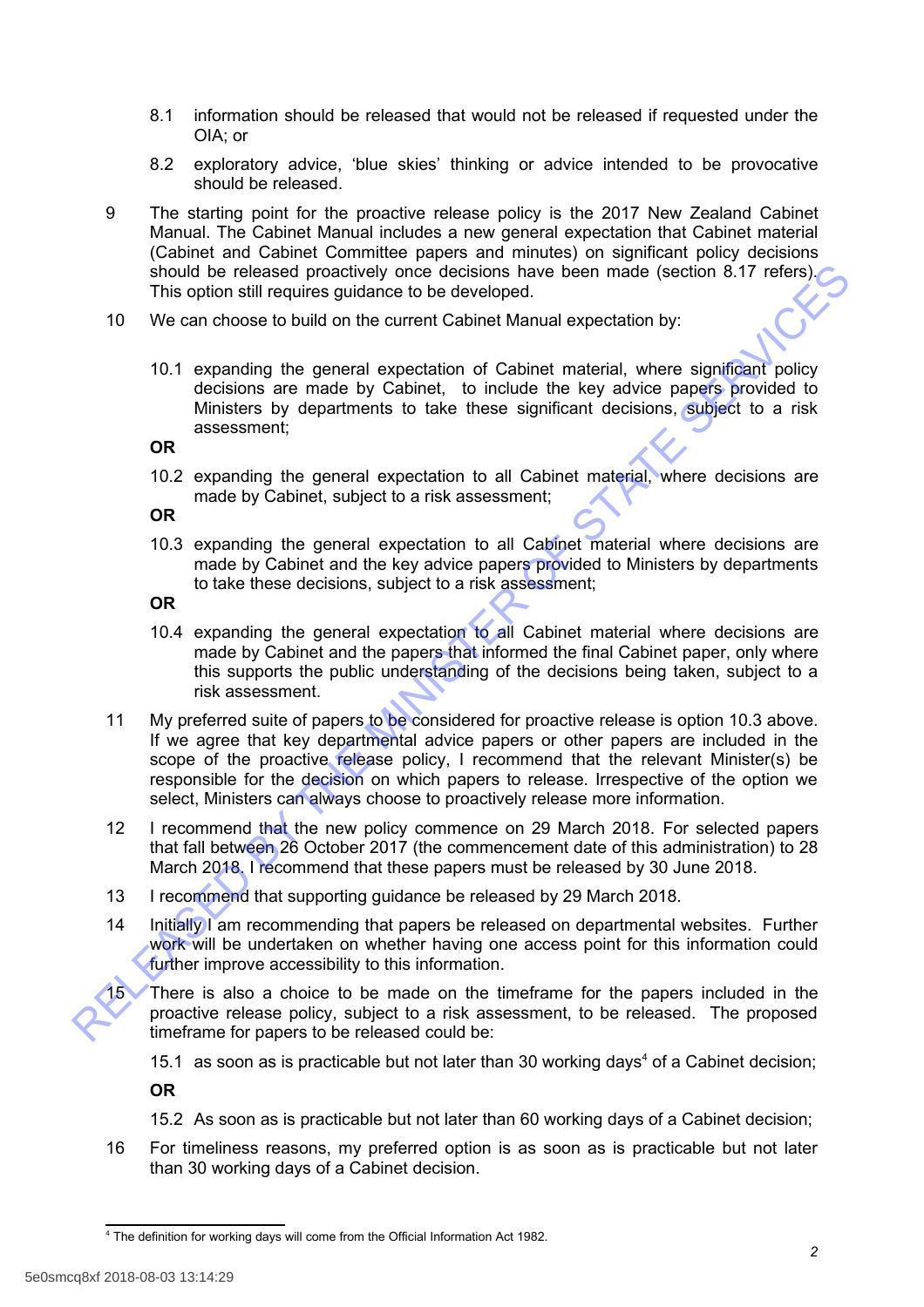8.1 information should be released that would not be released if requested under the OIA; or

8.2 exploratory advice, 'blue skies' thinking or advice intended to be provocative should be released.

9 The starting point for the proactive release policy is the 2017 New Zealand Cabinet Manual. The Cabinet Manual includes a new general expectation that Cabinet material (Cabinet and Cabinet Committee papers and minutes) on significant policy decisions should be released proactively once decisions have been made (section 8.17 refers). This option still requires guidance to be developed.

10 We can choose to build on the current Cabinet Manual expectation by:

10.1 expanding the general expectation of Cabinet material, where significant policy decisions are made by Cabinet, to include the key advice papers provided to Ministers by departments to take these significant decisions, subject to a risk assessment;

**OR**

10.2 expanding the general expectation to all Cabinet material, where decisions are made by Cabinet, subject to a risk assessment;

**OR**

10.3 expanding the general expectation to all Cabinet material where decisions are made by Cabinet and the key advice papers provided to Ministers by departments to take these decisions, subject to a risk assessment;

**OR**

10.4 expanding the general expectation to all Cabinet material where decisions are made by Cabinet and the papers that informed the final Cabinet paper, only where this supports the public understanding of the decisions being taken, subject to a risk assessment.

11 My preferred suite of papers to be considered for proactive release is option 10.3 above. If we agree that key departmental advice papers or other papers are included in the scope of the proactive release policy, I recommend that the relevant Minister(s) be responsible for the decision on which papers to release. Irrespective of the option we select, Ministers can always choose to proactively release more information.

12 I recommend that the new policy commence on 29 March 2018. For selected papers that fall between 26 October 2017 (the commencement date of this administration) to 28 March 2018. I recommend that these papers must be released by 30 June 2018.

13 I recommend that supporting guidance be released by 29 March 2018.

14 Initially I am recommending that papers be released on departmental websites. Further work will be undertaken on whether having one access point for this information could further improve accessibility to this information.

15 There is also a choice to be made on the timeframe for the papers included in the proactive release policy, subject to a risk assessment, to be released. The proposed timeframe for papers to be released could be:

15.1 as soon as is practicable but not later than 30 working days[4] of a Cabinet decision;

**OR**

15.2 As soon as is practicable but not later than 60 working days of a Cabinet decision;

16 For timeliness reasons, my preferred option is as soon as is practicable but not later than 30 working days of a Cabinet decision.

[4] The definition for working days will come from the Official Information Act 1982.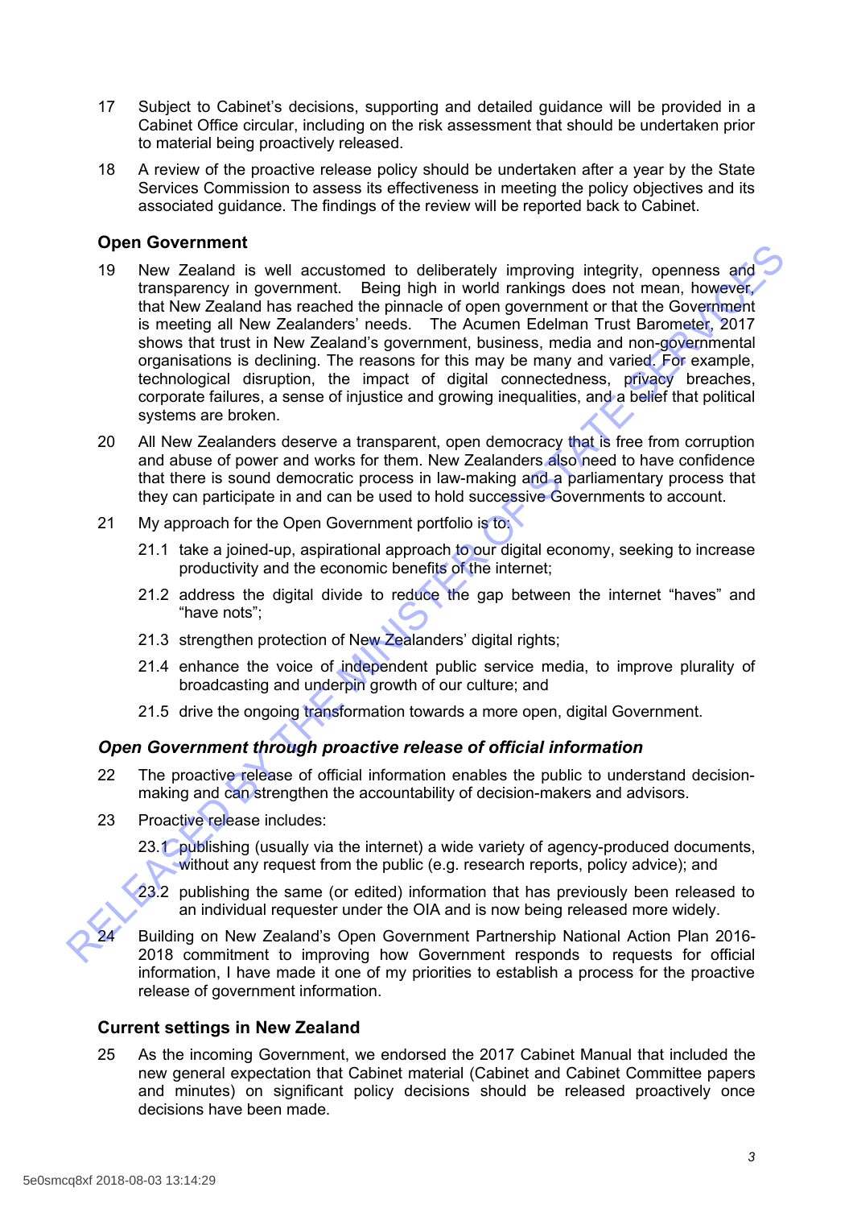17 Subject to Cabinet's decisions, supporting and detailed guidance will be provided in a Cabinet Office circular, including on the risk assessment that should be undertaken prior to material being proactively released.

18 A review of the proactive release policy should be undertaken after a year by the State Services Commission to assess its effectiveness in meeting the policy objectives and its associated guidance. The findings of the review will be reported back to Cabinet.

## Open Government

19 New Zealand is well accustomed to deliberately improving integrity, openness and transparency in government. Being high in world rankings does not mean, however, that New Zealand has reached the pinnacle of open government or that the Government is meeting all New Zealanders' needs. The Acumen Edelman Trust Barometer, 2017 shows that trust in New Zealand's government, business, media and non-governmental organisations is declining. The reasons for this may be many and varied. For example, technological disruption, the impact of digital connectedness, privacy breaches, corporate failures, a sense of injustice and growing inequalities, and a belief that political systems are broken.

20 All New Zealanders deserve a transparent, open democracy that is free from corruption and abuse of power and works for them. New Zealanders also need to have confidence that there is sound democratic process in law-making and a parliamentary process that they can participate in and can be used to hold successive Governments to account.

21 My approach for the Open Government portfolio is to:

21.1 take a joined-up, aspirational approach to our digital economy, seeking to increase productivity and the economic benefits of the internet;

21.2 address the digital divide to reduce the gap between the internet "haves" and "have nots";

21.3 strengthen protection of New Zealanders' digital rights;

21.4 enhance the voice of independent public service media, to improve plurality of broadcasting and underpin growth of our culture; and

21.5 drive the ongoing transformation towards a more open, digital Government.

### *Open Government through proactive release of official information*

22 The proactive release of official information enables the public to understand decision-making and can strengthen the accountability of decision-makers and advisors.

23 Proactive release includes:

23.1 publishing (usually via the internet) a wide variety of agency-produced documents, without any request from the public (e.g. research reports, policy advice); and

23.2 publishing the same (or edited) information that has previously been released to an individual requester under the OIA and is now being released more widely.

24 Building on New Zealand's Open Government Partnership National Action Plan 2016-2018 commitment to improving how Government responds to requests for official information, I have made it one of my priorities to establish a process for the proactive release of government information.

## Current settings in New Zealand

25 As the incoming Government, we endorsed the 2017 Cabinet Manual that included the new general expectation that Cabinet material (Cabinet and Cabinet Committee papers and minutes) on significant policy decisions should be released proactively once decisions have been made.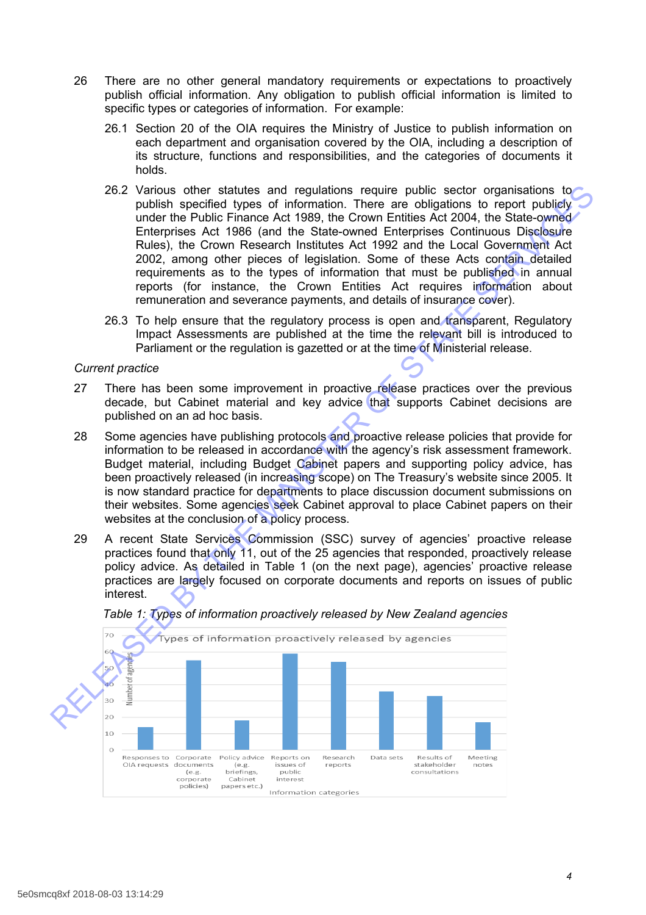26 There are no other general mandatory requirements or expectations to proactively publish official information. Any obligation to publish official information is limited to specific types or categories of information. For example:

26.1 Section 20 of the OIA requires the Ministry of Justice to publish information on each department and organisation covered by the OIA, including a description of its structure, functions and responsibilities, and the categories of documents it holds.

26.2 Various other statutes and regulations require public sector organisations to publish specified types of information. There are obligations to report publicly under the Public Finance Act 1989, the Crown Entities Act 2004, the State-owned Enterprises Act 1986 (and the State-owned Enterprises Continuous Disclosure Rules), the Crown Research Institutes Act 1992 and the Local Government Act 2002, among other pieces of legislation. Some of these Acts contain detailed requirements as to the types of information that must be published in annual reports (for instance, the Crown Entities Act requires information about remuneration and severance payments, and details of insurance cover).

26.3 To help ensure that the regulatory process is open and transparent, Regulatory Impact Assessments are published at the time the relevant bill is introduced to Parliament or the regulation is gazetted or at the time of Ministerial release.

*Current practice*

27 There has been some improvement in proactive release practices over the previous decade, but Cabinet material and key advice that supports Cabinet decisions are published on an ad hoc basis.

28 Some agencies have publishing protocols and proactive release policies that provide for information to be released in accordance with the agency's risk assessment framework. Budget material, including Budget Cabinet papers and supporting policy advice, has been proactively released (in increasing scope) on The Treasury's website since 2005. It is now standard practice for departments to place discussion document submissions on their websites. Some agencies seek Cabinet approval to place Cabinet papers on their websites at the conclusion of a policy process.

29 A recent State Services Commission (SSC) survey of agencies' proactive release practices found that only 11, out of the 25 agencies that responded, proactively release policy advice. As detailed in Table 1 (on the next page), agencies' proactive release practices are largely focused on corporate documents and reports on issues of public interest.

*Table 1: Types of information proactively released by New Zealand agencies*

Types of information proactively released by agencies

| Information categories | Number of agencies (approx.) |
|---|---|
| Responses to OIA requests | 14 |
| Corporate documents (e.g. corporate policies) | 55 |
| Policy advice (e.g. briefings, Cabinet papers etc.) | 18 |
| Reports on issues of public interest | 59 |
| Research reports | 54 |
| Data sets | 36 |
| Results of stakeholder consultations | 33 |
| Meeting notes | 17 |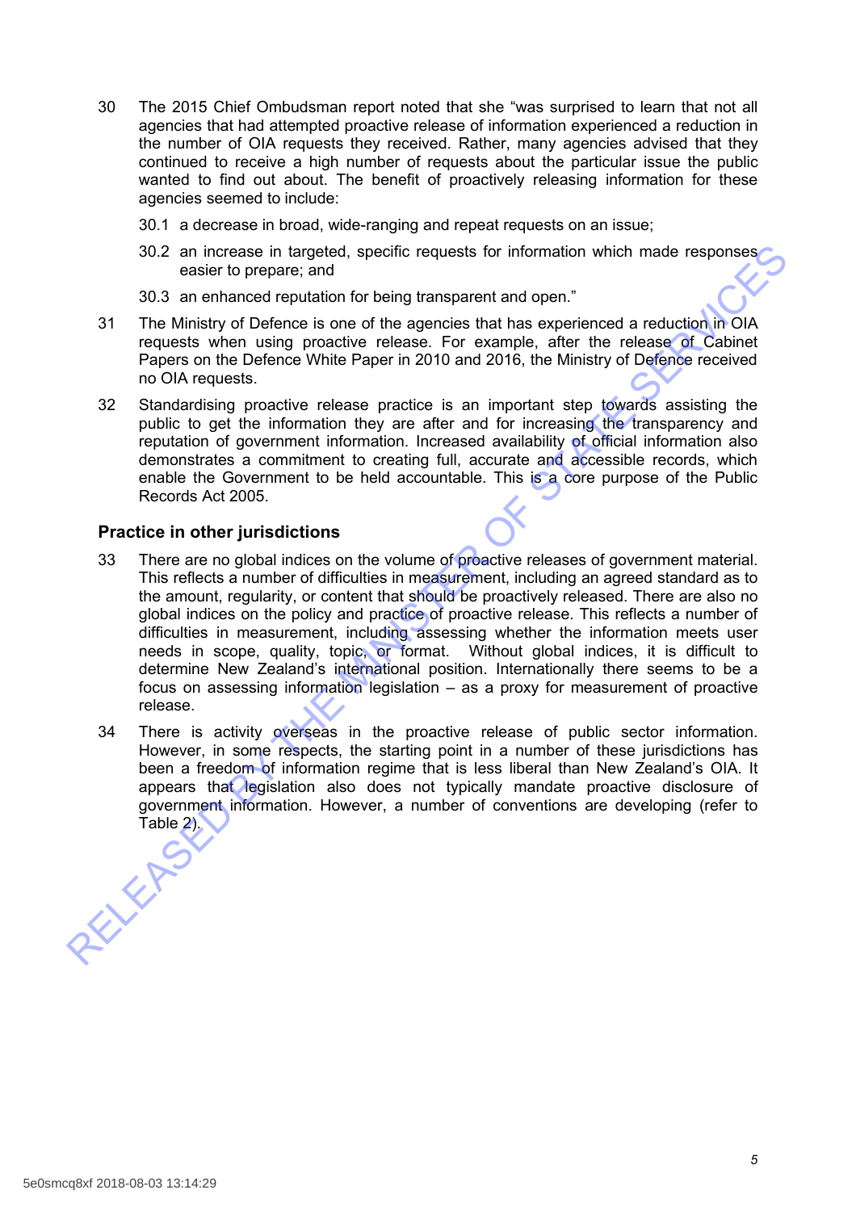30 The 2015 Chief Ombudsman report noted that she "was surprised to learn that not all agencies that had attempted proactive release of information experienced a reduction in the number of OIA requests they received. Rather, many agencies advised that they continued to receive a high number of requests about the particular issue the public wanted to find out about. The benefit of proactively releasing information for these agencies seemed to include:

30.1 a decrease in broad, wide-ranging and repeat requests on an issue;

30.2 an increase in targeted, specific requests for information which made responses easier to prepare; and

30.3 an enhanced reputation for being transparent and open."

31 The Ministry of Defence is one of the agencies that has experienced a reduction in OIA requests when using proactive release. For example, after the release of Cabinet Papers on the Defence White Paper in 2010 and 2016, the Ministry of Defence received no OIA requests.

32 Standardising proactive release practice is an important step towards assisting the public to get the information they are after and for increasing the transparency and reputation of government information. Increased availability of official information also demonstrates a commitment to creating full, accurate and accessible records, which enable the Government to be held accountable. This is a core purpose of the Public Records Act 2005.

## Practice in other jurisdictions

33 There are no global indices on the volume of proactive releases of government material. This reflects a number of difficulties in measurement, including an agreed standard as to the amount, regularity, or content that should be proactively released. There are also no global indices on the policy and practice of proactive release. This reflects a number of difficulties in measurement, including assessing whether the information meets user needs in scope, quality, topic, or format. Without global indices, it is difficult to determine New Zealand's international position. Internationally there seems to be a focus on assessing information legislation – as a proxy for measurement of proactive release.

34 There is activity overseas in the proactive release of public sector information. However, in some respects, the starting point in a number of these jurisdictions has been a freedom of information regime that is less liberal than New Zealand's OIA. It appears that legislation also does not typically mandate proactive disclosure of government information. However, a number of conventions are developing (refer to Table 2).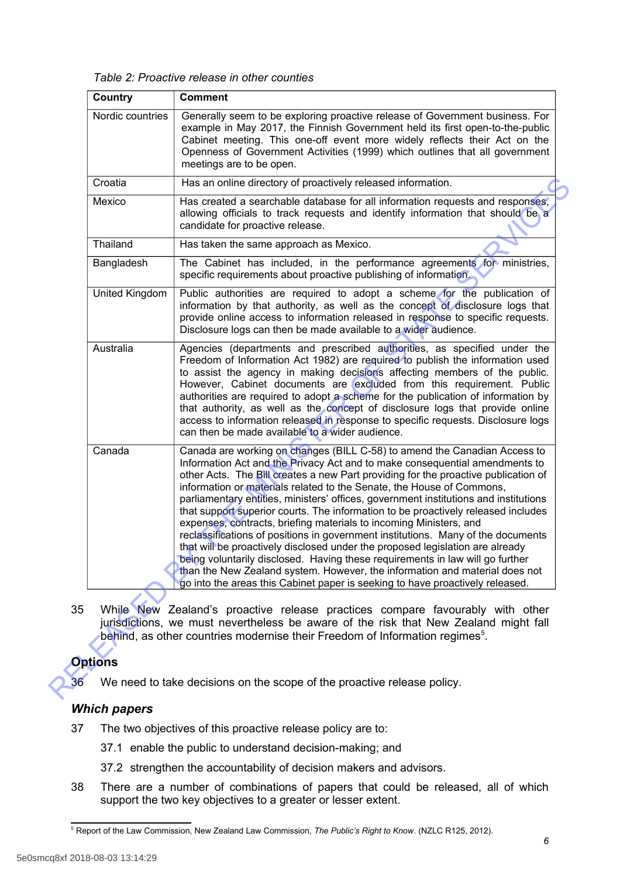*Table 2: Proactive release in other counties*

| Country | Comment |
| --- | --- |
| Nordic countries | Generally seem to be exploring proactive release of Government business. For example in May 2017, the Finnish Government held its first open-to-the-public Cabinet meeting. This one-off event more widely reflects their Act on the Openness of Government Activities (1999) which outlines that all government meetings are to be open. |
| Croatia | Has an online directory of proactively released information. |
| Mexico | Has created a searchable database for all information requests and responses, allowing officials to track requests and identify information that should be a candidate for proactive release. |
| Thailand | Has taken the same approach as Mexico. |
| Bangladesh | The Cabinet has included, in the performance agreements for ministries, specific requirements about proactive publishing of information. |
| United Kingdom | Public authorities are required to adopt a scheme for the publication of information by that authority, as well as the concept of disclosure logs that provide online access to information released in response to specific requests. Disclosure logs can then be made available to a wider audience. |
| Australia | Agencies (departments and prescribed authorities, as specified under the Freedom of Information Act 1982) are required to publish the information used to assist the agency in making decisions affecting members of the public. However, Cabinet documents are excluded from this requirement. Public authorities are required to adopt a scheme for the publication of information by that authority, as well as the concept of disclosure logs that provide online access to information released in response to specific requests. Disclosure logs can then be made available to a wider audience. |
| Canada | Canada are working on changes (BILL C-58) to amend the Canadian Access to Information Act and the Privacy Act and to make consequential amendments to other Acts. The Bill creates a new Part providing for the proactive publication of information or materials related to the Senate, the House of Commons, parliamentary entities, ministers' offices, government institutions and institutions that support superior courts. The information to be proactively released includes expenses, contracts, briefing materials to incoming Ministers, and reclassifications of positions in government institutions. Many of the documents that will be proactively disclosed under the proposed legislation are already being voluntarily disclosed. Having these requirements in law will go further than the New Zealand system. However, the information and material does not go into the areas this Cabinet paper is seeking to have proactively released. |

35 While New Zealand's proactive release practices compare favourably with other jurisdictions, we must nevertheless be aware of the risk that New Zealand might fall behind, as other countries modernise their Freedom of Information regimes[5].

## Options

36 We need to take decisions on the scope of the proactive release policy.

### *Which papers*

37 The two objectives of this proactive release policy are to:

37.1 enable the public to understand decision-making; and

37.2 strengthen the accountability of decision makers and advisors.

38 There are a number of combinations of papers that could be released, all of which support the two key objectives to a greater or lesser extent.

[5] Report of the Law Commission, New Zealand Law Commission, *The Public's Right to Know*. (NZLC R125, 2012).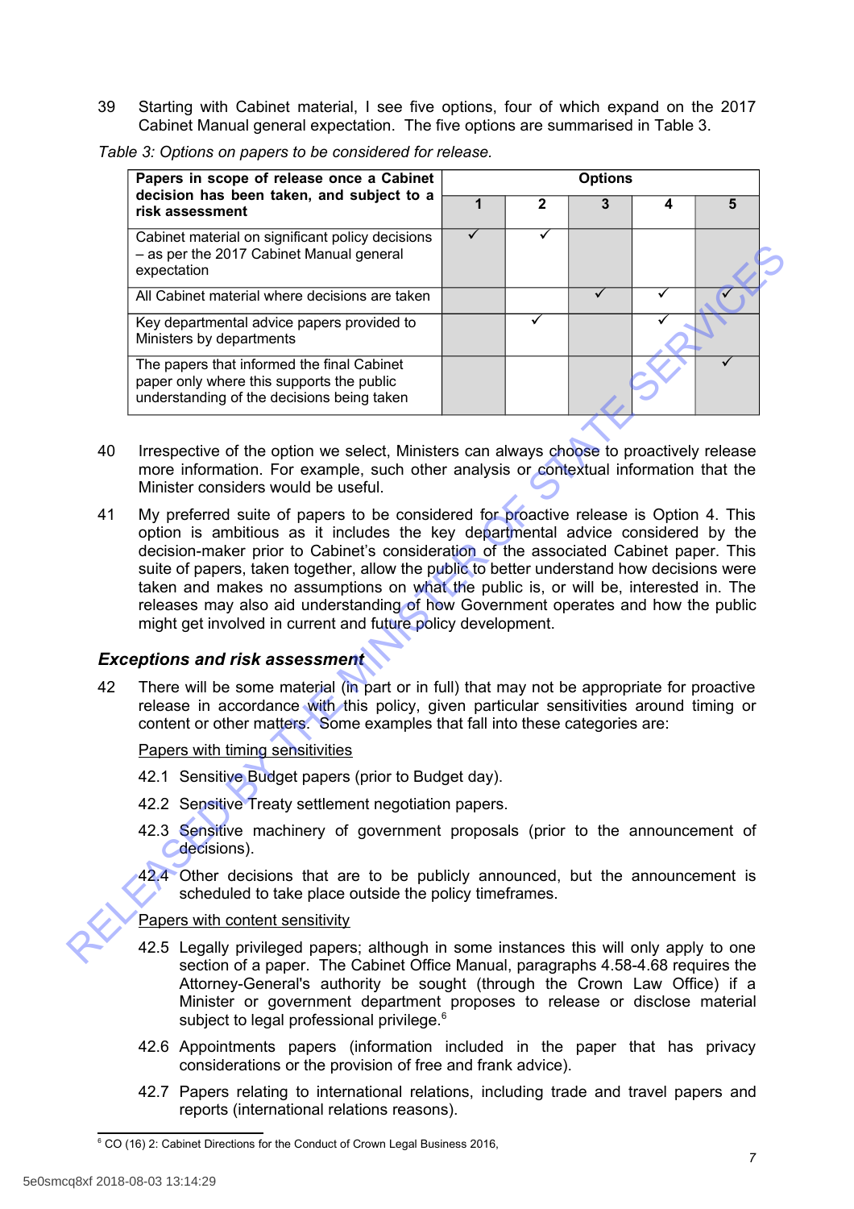39 Starting with Cabinet material, I see five options, four of which expand on the 2017 Cabinet Manual general expectation. The five options are summarised in Table 3.

*Table 3: Options on papers to be considered for release.*

| **Papers in scope of release once a Cabinet decision has been taken, and subject to a risk assessment** | **Options** | | | | |
|---|---|---|---|---|---|
| | **1** | **2** | **3** | **4** | **5** |
| Cabinet material on significant policy decisions – as per the 2017 Cabinet Manual general expectation | ✓ | ✓ | | | |
| All Cabinet material where decisions are taken | | | ✓ | ✓ | ✓ |
| Key departmental advice papers provided to Ministers by departments | | ✓ | | ✓ | |
| The papers that informed the final Cabinet paper only where this supports the public understanding of the decisions being taken | | | | | ✓ |

40 Irrespective of the option we select, Ministers can always choose to proactively release more information. For example, such other analysis or contextual information that the Minister considers would be useful.

41 My preferred suite of papers to be considered for proactive release is Option 4. This option is ambitious as it includes the key departmental advice considered by the decision-maker prior to Cabinet's consideration of the associated Cabinet paper. This suite of papers, taken together, allow the public to better understand how decisions were taken and makes no assumptions on what the public is, or will be, interested in. The releases may also aid understanding of how Government operates and how the public might get involved in current and future policy development.

### *Exceptions and risk assessment*

42 There will be some material (in part or in full) that may not be appropriate for proactive release in accordance with this policy, given particular sensitivities around timing or content or other matters. Some examples that fall into these categories are:

<u>Papers with timing sensitivities</u>

42.1 Sensitive Budget papers (prior to Budget day).

42.2 Sensitive Treaty settlement negotiation papers.

42.3 Sensitive machinery of government proposals (prior to the announcement of decisions).

42.4 Other decisions that are to be publicly announced, but the announcement is scheduled to take place outside the policy timeframes.

<u>Papers with content sensitivity</u>

42.5 Legally privileged papers; although in some instances this will only apply to one section of a paper. The Cabinet Office Manual, paragraphs 4.58-4.68 requires the Attorney-General's authority be sought (through the Crown Law Office) if a Minister or government department proposes to release or disclose material subject to legal professional privilege.[6]

42.6 Appointments papers (information included in the paper that has privacy considerations or the provision of free and frank advice).

42.7 Papers relating to international relations, including trade and travel papers and reports (international relations reasons).

---

[6] CO (16) 2: Cabinet Directions for the Conduct of Crown Legal Business 2016,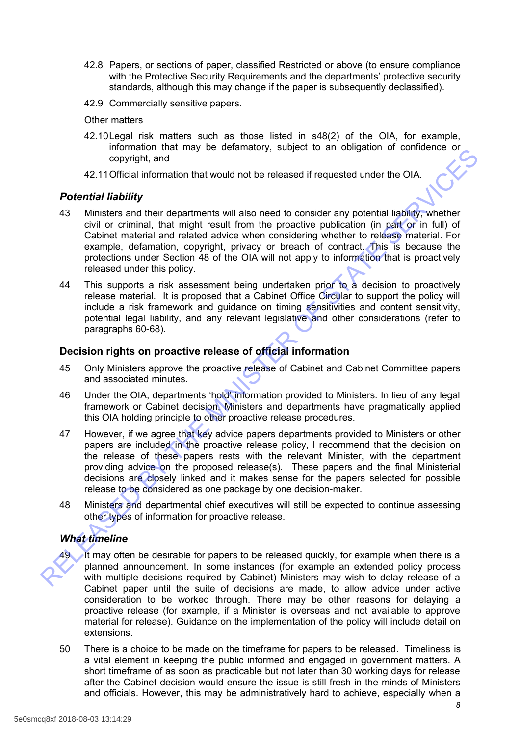42.8 Papers, or sections of paper, classified Restricted or above (to ensure compliance with the Protective Security Requirements and the departments' protective security standards, although this may change if the paper is subsequently declassified).

42.9 Commercially sensitive papers.

Other matters

42.10 Legal risk matters such as those listed in s48(2) of the OIA, for example, information that may be defamatory, subject to an obligation of confidence or copyright, and

42.11 Official information that would not be released if requested under the OIA.

### *Potential liability*

43 Ministers and their departments will also need to consider any potential liability, whether civil or criminal, that might result from the proactive publication (in part or in full) of Cabinet material and related advice when considering whether to release material. For example, defamation, copyright, privacy or breach of contract. This is because the protections under Section 48 of the OIA will not apply to information that is proactively released under this policy.

44 This supports a risk assessment being undertaken prior to a decision to proactively release material. It is proposed that a Cabinet Office Circular to support the policy will include a risk framework and guidance on timing sensitivities and content sensitivity, potential legal liability, and any relevant legislative and other considerations (refer to paragraphs 60-68).

### Decision rights on proactive release of official information

45 Only Ministers approve the proactive release of Cabinet and Cabinet Committee papers and associated minutes.

46 Under the OIA, departments 'hold' information provided to Ministers. In lieu of any legal framework or Cabinet decision, Ministers and departments have pragmatically applied this OIA holding principle to other proactive release procedures.

47 However, if we agree that key advice papers departments provided to Ministers or other papers are included in the proactive release policy, I recommend that the decision on the release of these papers rests with the relevant Minister, with the department providing advice on the proposed release(s). These papers and the final Ministerial decisions are closely linked and it makes sense for the papers selected for possible release to be considered as one package by one decision-maker.

48 Ministers and departmental chief executives will still be expected to continue assessing other types of information for proactive release.

### *What timeline*

49 It may often be desirable for papers to be released quickly, for example when there is a planned announcement. In some instances (for example an extended policy process with multiple decisions required by Cabinet) Ministers may wish to delay release of a Cabinet paper until the suite of decisions are made, to allow advice under active consideration to be worked through. There may be other reasons for delaying a proactive release (for example, if a Minister is overseas and not available to approve material for release). Guidance on the implementation of the policy will include detail on extensions.

50 There is a choice to be made on the timeframe for papers to be released. Timeliness is a vital element in keeping the public informed and engaged in government matters. A short timeframe of as soon as practicable but not later than 30 working days for release after the Cabinet decision would ensure the issue is still fresh in the minds of Ministers and officials. However, this may be administratively hard to achieve, especially when a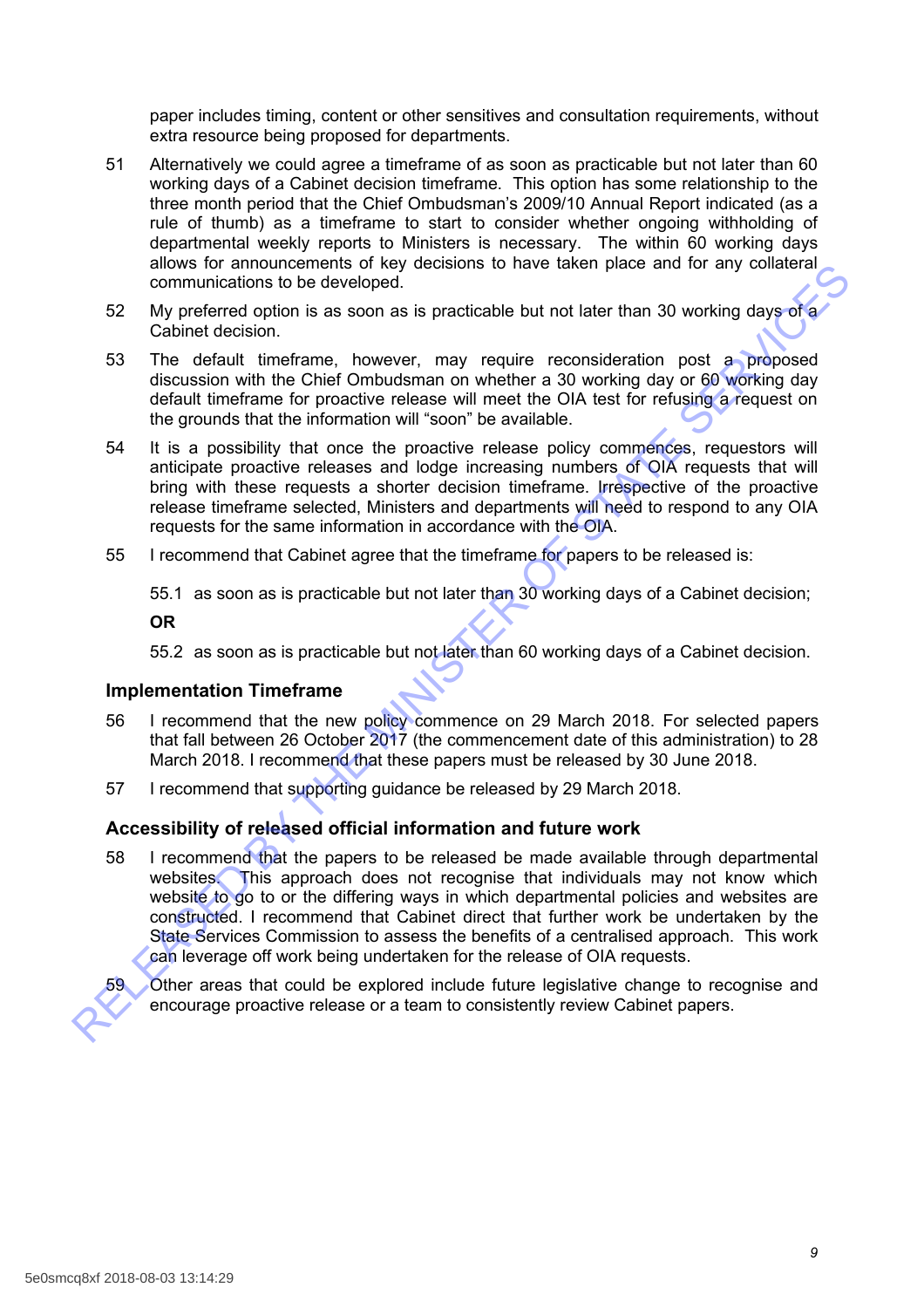paper includes timing, content or other sensitives and consultation requirements, without extra resource being proposed for departments.

51 Alternatively we could agree a timeframe of as soon as practicable but not later than 60 working days of a Cabinet decision timeframe. This option has some relationship to the three month period that the Chief Ombudsman's 2009/10 Annual Report indicated (as a rule of thumb) as a timeframe to start to consider whether ongoing withholding of departmental weekly reports to Ministers is necessary. The within 60 working days allows for announcements of key decisions to have taken place and for any collateral communications to be developed.

52 My preferred option is as soon as is practicable but not later than 30 working days of a Cabinet decision.

53 The default timeframe, however, may require reconsideration post a proposed discussion with the Chief Ombudsman on whether a 30 working day or 60 working day default timeframe for proactive release will meet the OIA test for refusing a request on the grounds that the information will "soon" be available.

54 It is a possibility that once the proactive release policy commences, requestors will anticipate proactive releases and lodge increasing numbers of OIA requests that will bring with these requests a shorter decision timeframe. Irrespective of the proactive release timeframe selected, Ministers and departments will need to respond to any OIA requests for the same information in accordance with the OIA.

55 I recommend that Cabinet agree that the timeframe for papers to be released is:

55.1 as soon as is practicable but not later than 30 working days of a Cabinet decision;

**OR**

55.2 as soon as is practicable but not later than 60 working days of a Cabinet decision.

### Implementation Timeframe

56 I recommend that the new policy commence on 29 March 2018. For selected papers that fall between 26 October 2017 (the commencement date of this administration) to 28 March 2018. I recommend that these papers must be released by 30 June 2018.

57 I recommend that supporting guidance be released by 29 March 2018.

### Accessibility of released official information and future work

58 I recommend that the papers to be released be made available through departmental websites. This approach does not recognise that individuals may not know which website to go to or the differing ways in which departmental policies and websites are constructed. I recommend that Cabinet direct that further work be undertaken by the State Services Commission to assess the benefits of a centralised approach. This work can leverage off work being undertaken for the release of OIA requests.

59 Other areas that could be explored include future legislative change to recognise and encourage proactive release or a team to consistently review Cabinet papers.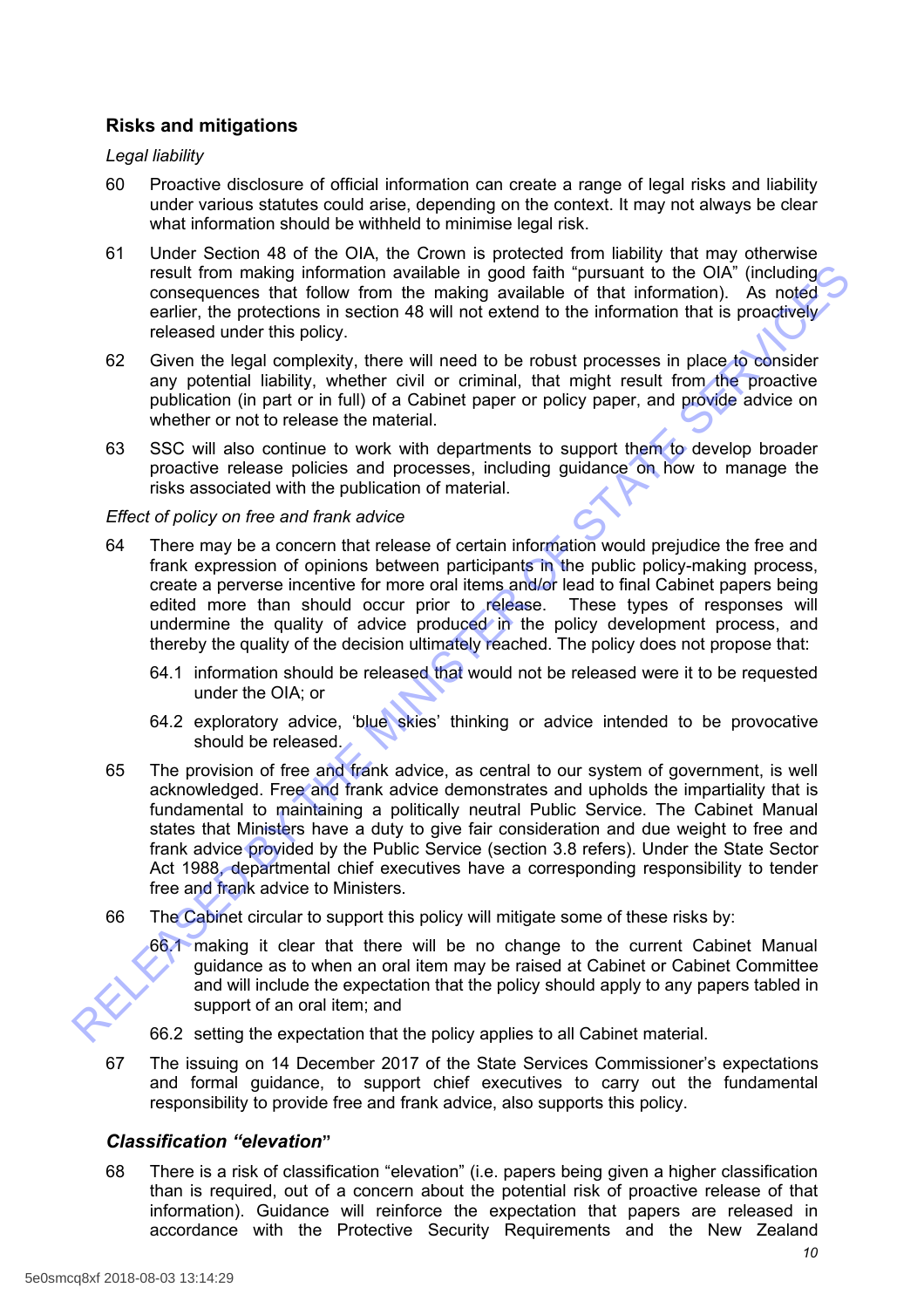## Risks and mitigations

*Legal liability*

60 Proactive disclosure of official information can create a range of legal risks and liability under various statutes could arise, depending on the context. It may not always be clear what information should be withheld to minimise legal risk.

61 Under Section 48 of the OIA, the Crown is protected from liability that may otherwise result from making information available in good faith "pursuant to the OIA" (including consequences that follow from the making available of that information). As noted earlier, the protections in section 48 will not extend to the information that is proactively released under this policy.

62 Given the legal complexity, there will need to be robust processes in place to consider any potential liability, whether civil or criminal, that might result from the proactive publication (in part or in full) of a Cabinet paper or policy paper, and provide advice on whether or not to release the material.

63 SSC will also continue to work with departments to support them to develop broader proactive release policies and processes, including guidance on how to manage the risks associated with the publication of material.

*Effect of policy on free and frank advice*

64 There may be a concern that release of certain information would prejudice the free and frank expression of opinions between participants in the public policy-making process, create a perverse incentive for more oral items and/or lead to final Cabinet papers being edited more than should occur prior to release. These types of responses will undermine the quality of advice produced in the policy development process, and thereby the quality of the decision ultimately reached. The policy does not propose that:

64.1 information should be released that would not be released were it to be requested under the OIA; or

64.2 exploratory advice, 'blue skies' thinking or advice intended to be provocative should be released.

65 The provision of free and frank advice, as central to our system of government, is well acknowledged. Free and frank advice demonstrates and upholds the impartiality that is fundamental to maintaining a politically neutral Public Service. The Cabinet Manual states that Ministers have a duty to give fair consideration and due weight to free and frank advice provided by the Public Service (section 3.8 refers). Under the State Sector Act 1988, departmental chief executives have a corresponding responsibility to tender free and frank advice to Ministers.

66 The Cabinet circular to support this policy will mitigate some of these risks by:

66.1 making it clear that there will be no change to the current Cabinet Manual guidance as to when an oral item may be raised at Cabinet or Cabinet Committee and will include the expectation that the policy should apply to any papers tabled in support of an oral item; and

66.2 setting the expectation that the policy applies to all Cabinet material.

67 The issuing on 14 December 2017 of the State Services Commissioner's expectations and formal guidance, to support chief executives to carry out the fundamental responsibility to provide free and frank advice, also supports this policy.

### *Classification "elevation"*

68 There is a risk of classification "elevation" (i.e. papers being given a higher classification than is required, out of a concern about the potential risk of proactive release of that information). Guidance will reinforce the expectation that papers are released in accordance with the Protective Security Requirements and the New Zealand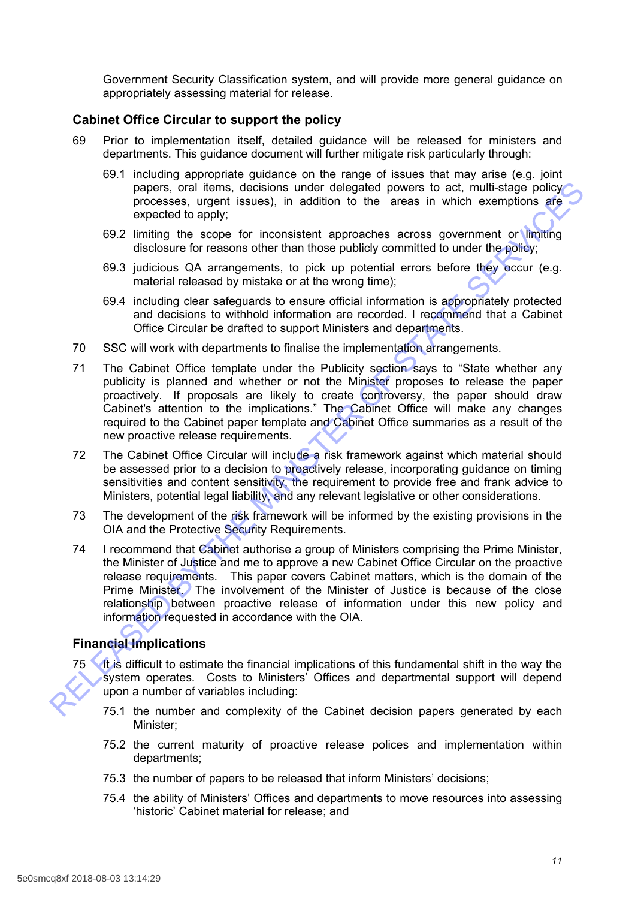Government Security Classification system, and will provide more general guidance on appropriately assessing material for release.

## Cabinet Office Circular to support the policy

69 Prior to implementation itself, detailed guidance will be released for ministers and departments. This guidance document will further mitigate risk particularly through:

69.1 including appropriate guidance on the range of issues that may arise (e.g. joint papers, oral items, decisions under delegated powers to act, multi-stage policy processes, urgent issues), in addition to the areas in which exemptions are expected to apply;

69.2 limiting the scope for inconsistent approaches across government or limiting disclosure for reasons other than those publicly committed to under the policy;

69.3 judicious QA arrangements, to pick up potential errors before they occur (e.g. material released by mistake or at the wrong time);

69.4 including clear safeguards to ensure official information is appropriately protected and decisions to withhold information are recorded. I recommend that a Cabinet Office Circular be drafted to support Ministers and departments.

70 SSC will work with departments to finalise the implementation arrangements.

71 The Cabinet Office template under the Publicity section says to "State whether any publicity is planned and whether or not the Minister proposes to release the paper proactively. If proposals are likely to create controversy, the paper should draw Cabinet's attention to the implications." The Cabinet Office will make any changes required to the Cabinet paper template and Cabinet Office summaries as a result of the new proactive release requirements.

72 The Cabinet Office Circular will include a risk framework against which material should be assessed prior to a decision to proactively release, incorporating guidance on timing sensitivities and content sensitivity, the requirement to provide free and frank advice to Ministers, potential legal liability, and any relevant legislative or other considerations.

73 The development of the risk framework will be informed by the existing provisions in the OIA and the Protective Security Requirements.

74 I recommend that Cabinet authorise a group of Ministers comprising the Prime Minister, the Minister of Justice and me to approve a new Cabinet Office Circular on the proactive release requirements. This paper covers Cabinet matters, which is the domain of the Prime Minister. The involvement of the Minister of Justice is because of the close relationship between proactive release of information under this new policy and information requested in accordance with the OIA.

## Financial Implications

75 It is difficult to estimate the financial implications of this fundamental shift in the way the system operates. Costs to Ministers' Offices and departmental support will depend upon a number of variables including:

75.1 the number and complexity of the Cabinet decision papers generated by each Minister;

75.2 the current maturity of proactive release polices and implementation within departments;

75.3 the number of papers to be released that inform Ministers' decisions;

75.4 the ability of Ministers' Offices and departments to move resources into assessing 'historic' Cabinet material for release; and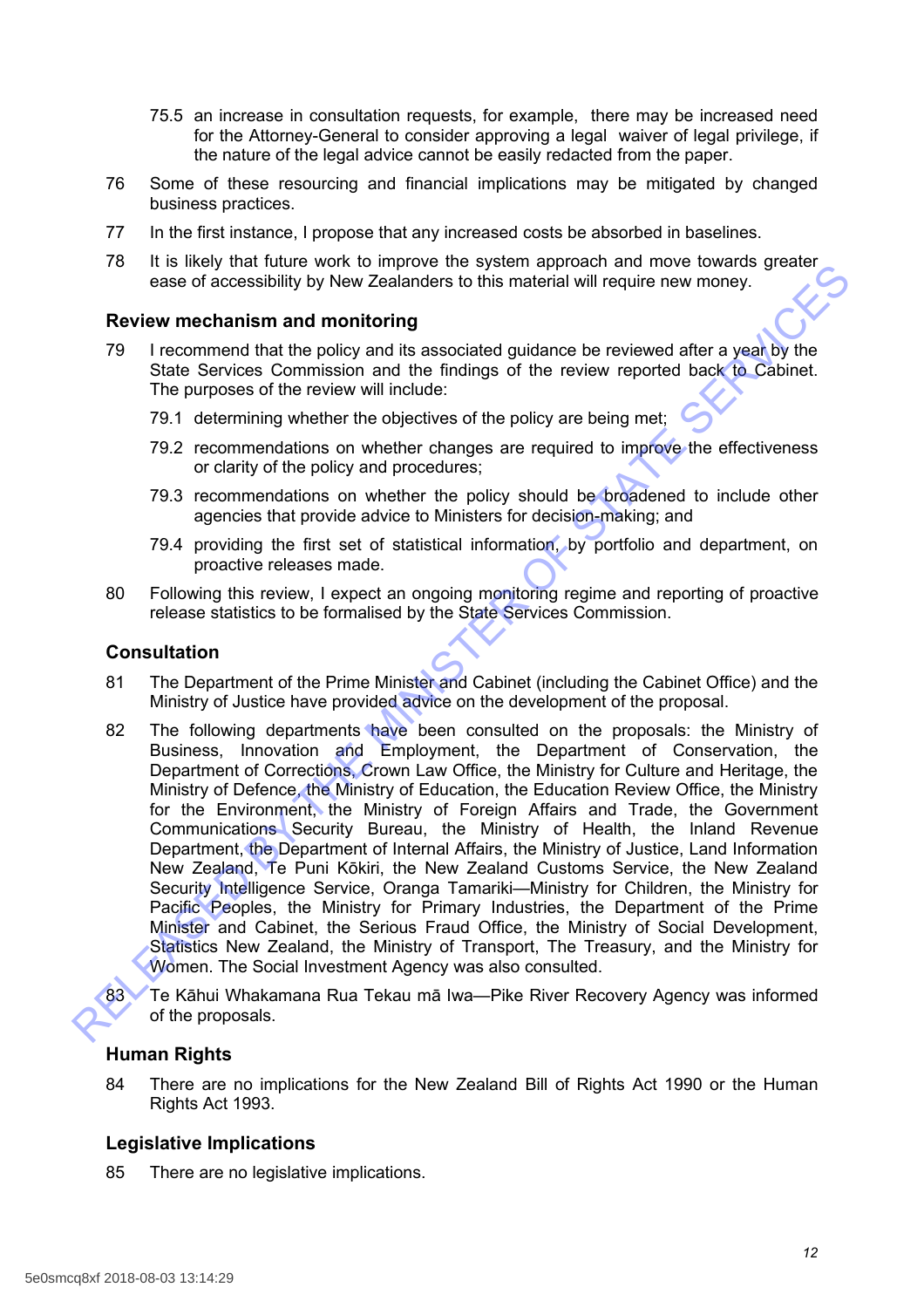75.5 an increase in consultation requests, for example, there may be increased need for the Attorney-General to consider approving a legal waiver of legal privilege, if the nature of the legal advice cannot be easily redacted from the paper.

76 Some of these resourcing and financial implications may be mitigated by changed business practices.

77 In the first instance, I propose that any increased costs be absorbed in baselines.

78 It is likely that future work to improve the system approach and move towards greater ease of accessibility by New Zealanders to this material will require new money.

### Review mechanism and monitoring

79 I recommend that the policy and its associated guidance be reviewed after a year by the State Services Commission and the findings of the review reported back to Cabinet. The purposes of the review will include:

79.1 determining whether the objectives of the policy are being met;

79.2 recommendations on whether changes are required to improve the effectiveness or clarity of the policy and procedures;

79.3 recommendations on whether the policy should be broadened to include other agencies that provide advice to Ministers for decision-making; and

79.4 providing the first set of statistical information, by portfolio and department, on proactive releases made.

80 Following this review, I expect an ongoing monitoring regime and reporting of proactive release statistics to be formalised by the State Services Commission.

### Consultation

81 The Department of the Prime Minister and Cabinet (including the Cabinet Office) and the Ministry of Justice have provided advice on the development of the proposal.

82 The following departments have been consulted on the proposals: the Ministry of Business, Innovation and Employment, the Department of Conservation, the Department of Corrections, Crown Law Office, the Ministry for Culture and Heritage, the Ministry of Defence, the Ministry of Education, the Education Review Office, the Ministry for the Environment, the Ministry of Foreign Affairs and Trade, the Government Communications Security Bureau, the Ministry of Health, the Inland Revenue Department, the Department of Internal Affairs, the Ministry of Justice, Land Information New Zealand, Te Puni Kōkiri, the New Zealand Customs Service, the New Zealand Security Intelligence Service, Oranga Tamariki—Ministry for Children, the Ministry for Pacific Peoples, the Ministry for Primary Industries, the Department of the Prime Minister and Cabinet, the Serious Fraud Office, the Ministry of Social Development, Statistics New Zealand, the Ministry of Transport, The Treasury, and the Ministry for Women. The Social Investment Agency was also consulted.

83 Te Kāhui Whakamana Rua Tekau mā Iwa—Pike River Recovery Agency was informed of the proposals.

### Human Rights

84 There are no implications for the New Zealand Bill of Rights Act 1990 or the Human Rights Act 1993.

### Legislative Implications

85 There are no legislative implications.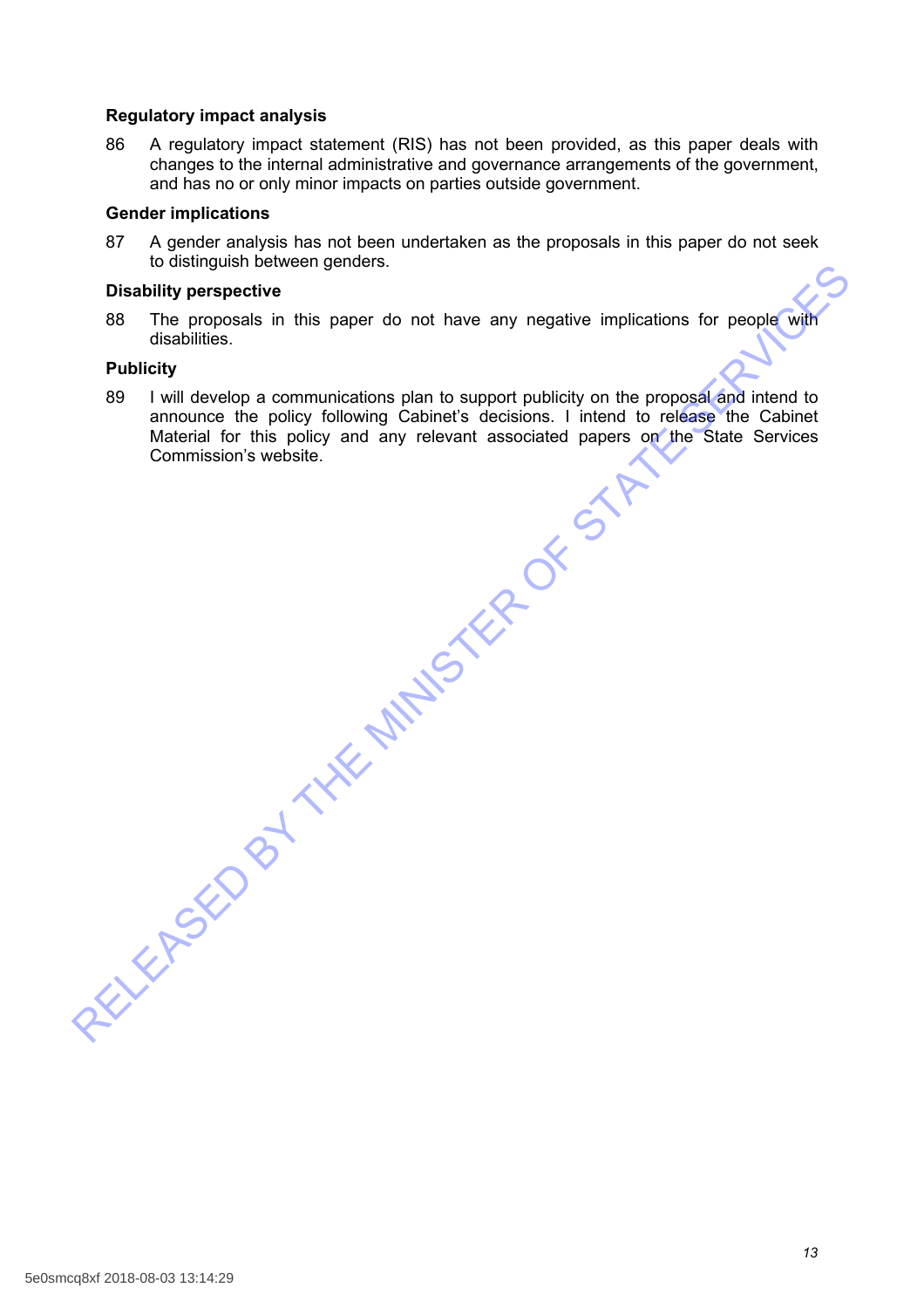### Regulatory impact analysis

86 A regulatory impact statement (RIS) has not been provided, as this paper deals with changes to the internal administrative and governance arrangements of the government, and has no or only minor impacts on parties outside government.

### Gender implications

87 A gender analysis has not been undertaken as the proposals in this paper do not seek to distinguish between genders.

### Disability perspective

88 The proposals in this paper do not have any negative implications for people with disabilities.

### Publicity

89 I will develop a communications plan to support publicity on the proposal and intend to announce the policy following Cabinet's decisions. I intend to release the Cabinet Material for this policy and any relevant associated papers on the State Services Commission's website.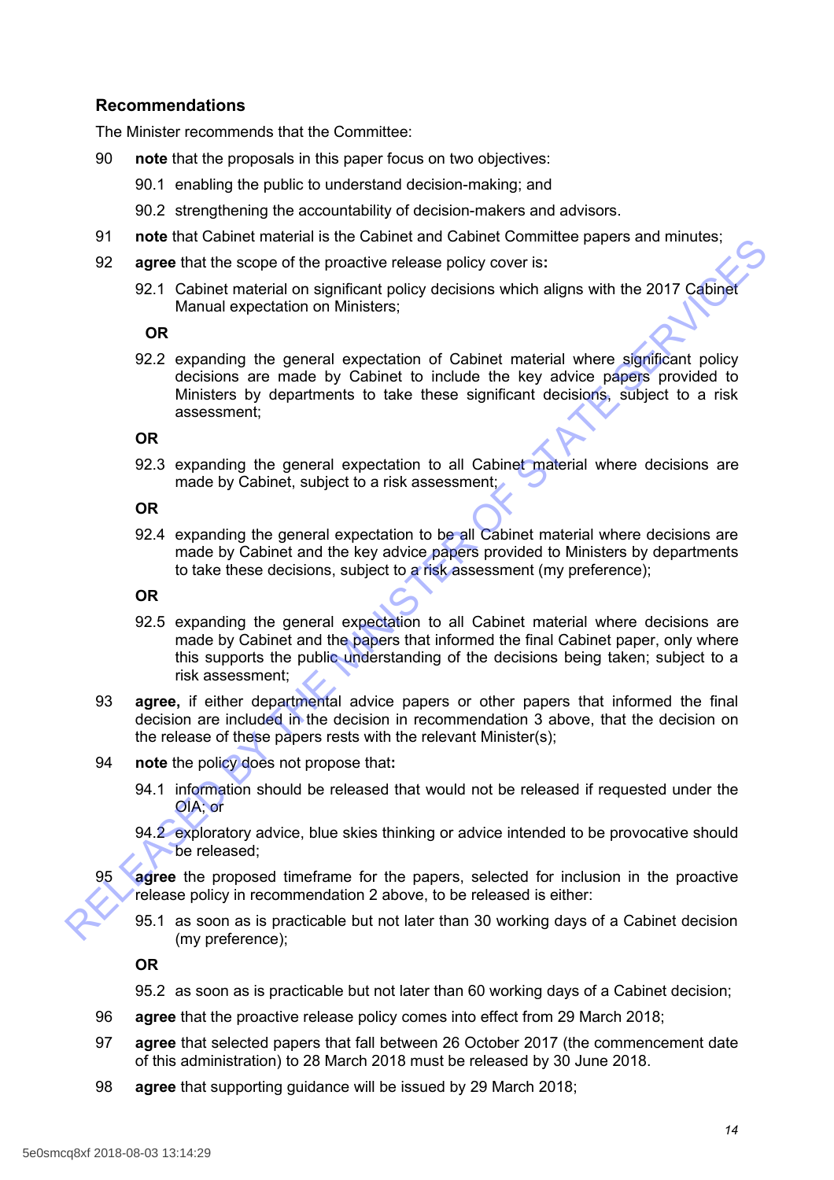## Recommendations

The Minister recommends that the Committee:

90 **note** that the proposals in this paper focus on two objectives:

90.1 enabling the public to understand decision-making; and

90.2 strengthening the accountability of decision-makers and advisors.

91 **note** that Cabinet material is the Cabinet and Cabinet Committee papers and minutes;

92 **agree** that the scope of the proactive release policy cover is**:**

92.1 Cabinet material on significant policy decisions which aligns with the 2017 Cabinet Manual expectation on Ministers;

**OR**

92.2 expanding the general expectation of Cabinet material where significant policy decisions are made by Cabinet to include the key advice papers provided to Ministers by departments to take these significant decisions, subject to a risk assessment;

**OR**

92.3 expanding the general expectation to all Cabinet material where decisions are made by Cabinet, subject to a risk assessment;

**OR**

92.4 expanding the general expectation to be all Cabinet material where decisions are made by Cabinet and the key advice papers provided to Ministers by departments to take these decisions, subject to a risk assessment (my preference);

**OR**

92.5 expanding the general expectation to all Cabinet material where decisions are made by Cabinet and the papers that informed the final Cabinet paper, only where this supports the public understanding of the decisions being taken; subject to a risk assessment;

93 **agree,** if either departmental advice papers or other papers that informed the final decision are included in the decision in recommendation 3 above, that the decision on the release of these papers rests with the relevant Minister(s);

94 **note** the policy does not propose that**:**

94.1 information should be released that would not be released if requested under the OIA; or

94.2 exploratory advice, blue skies thinking or advice intended to be provocative should be released;

95 **agree** the proposed timeframe for the papers, selected for inclusion in the proactive release policy in recommendation 2 above, to be released is either:

95.1 as soon as is practicable but not later than 30 working days of a Cabinet decision (my preference);

**OR**

95.2 as soon as is practicable but not later than 60 working days of a Cabinet decision;

96 **agree** that the proactive release policy comes into effect from 29 March 2018;

97 **agree** that selected papers that fall between 26 October 2017 (the commencement date of this administration) to 28 March 2018 must be released by 30 June 2018.

98 **agree** that supporting guidance will be issued by 29 March 2018;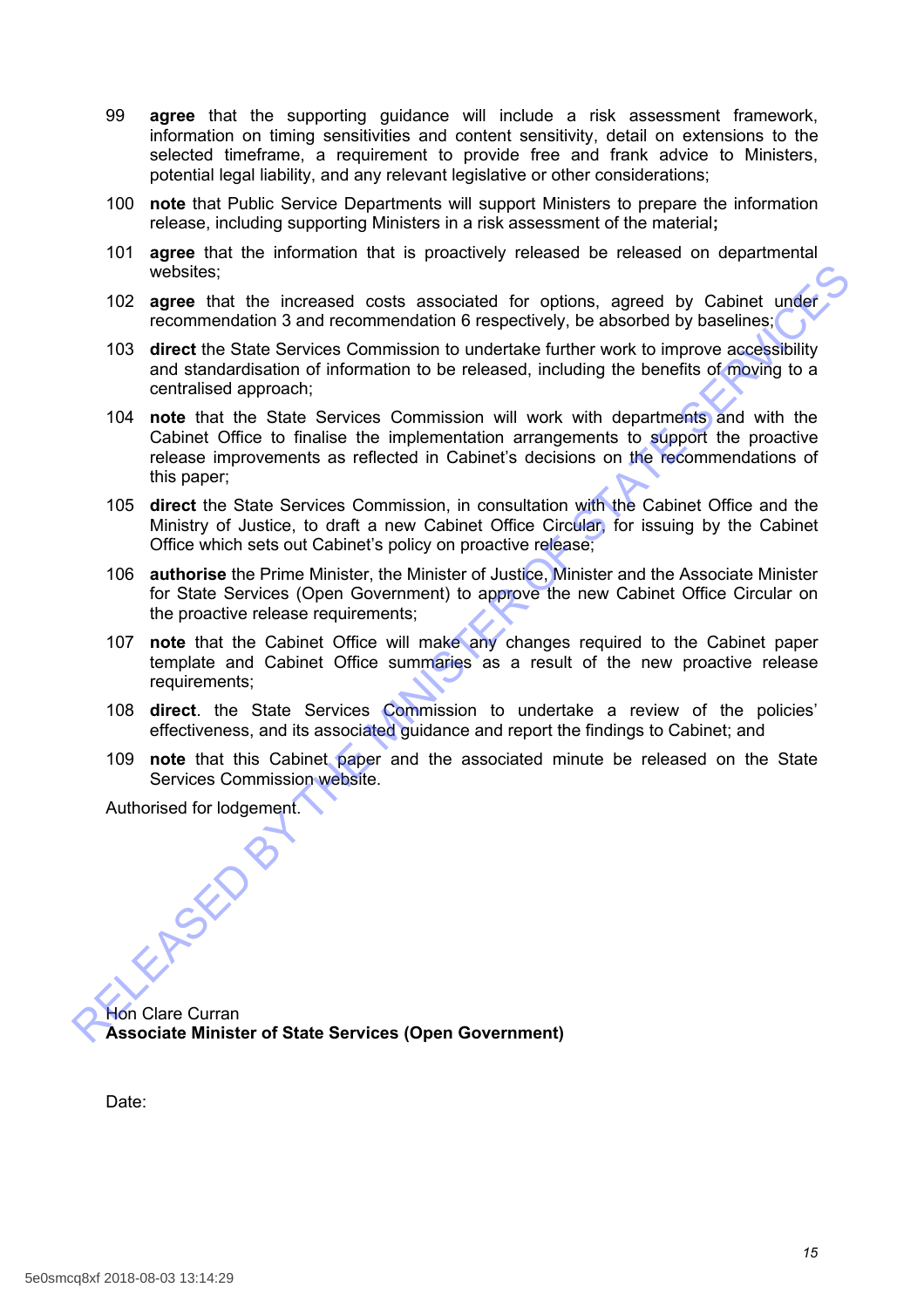99 **agree** that the supporting guidance will include a risk assessment framework, information on timing sensitivities and content sensitivity, detail on extensions to the selected timeframe, a requirement to provide free and frank advice to Ministers, potential legal liability, and any relevant legislative or other considerations;

100 **note** that Public Service Departments will support Ministers to prepare the information release, including supporting Ministers in a risk assessment of the material**;**

101 **agree** that the information that is proactively released be released on departmental websites;

102 **agree** that the increased costs associated for options, agreed by Cabinet under recommendation 3 and recommendation 6 respectively, be absorbed by baselines;

103 **direct** the State Services Commission to undertake further work to improve accessibility and standardisation of information to be released, including the benefits of moving to a centralised approach;

104 **note** that the State Services Commission will work with departments and with the Cabinet Office to finalise the implementation arrangements to support the proactive release improvements as reflected in Cabinet's decisions on the recommendations of this paper;

105 **direct** the State Services Commission, in consultation with the Cabinet Office and the Ministry of Justice, to draft a new Cabinet Office Circular, for issuing by the Cabinet Office which sets out Cabinet's policy on proactive release;

106 **authorise** the Prime Minister, the Minister of Justice, Minister and the Associate Minister for State Services (Open Government) to approve the new Cabinet Office Circular on the proactive release requirements;

107 **note** that the Cabinet Office will make any changes required to the Cabinet paper template and Cabinet Office summaries as a result of the new proactive release requirements;

108 **direct**. the State Services Commission to undertake a review of the policies' effectiveness, and its associated guidance and report the findings to Cabinet; and

109 **note** that this Cabinet paper and the associated minute be released on the State Services Commission website.

Authorised for lodgement.

Hon Clare Curran
**Associate Minister of State Services (Open Government)**

Date:

RELEASED BY THE MINISTER OF STATE SERVICES

5e0smcq8xf 2018-08-03 13:14:29